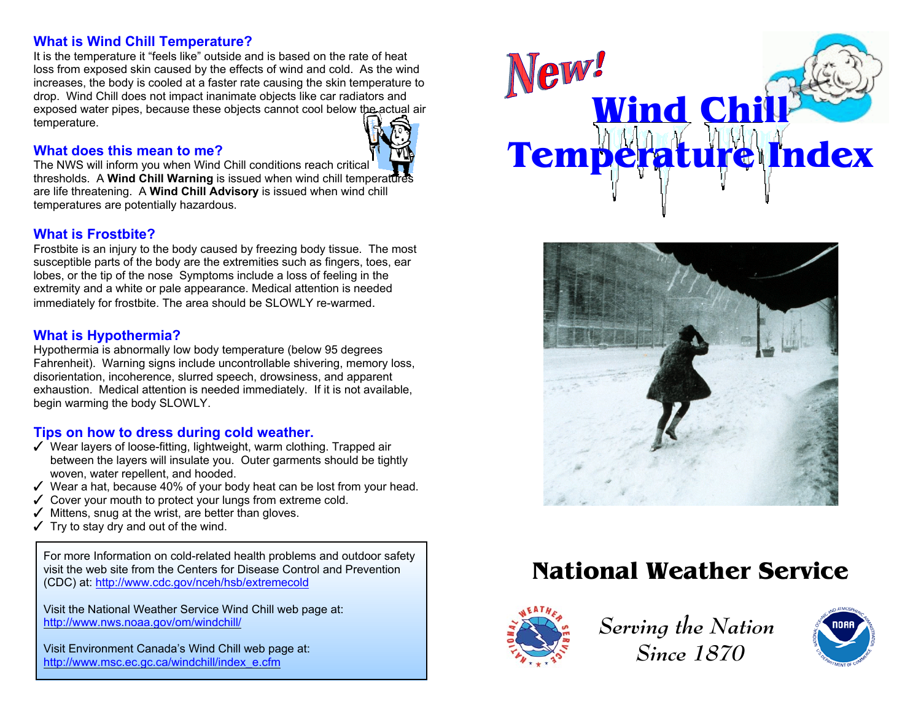## What is Wind Chill Temperature?

It is the temperature it "feels like" outside and is based on the rate of heat loss from exposed skin caused by the effects of wind and cold. As the wind increases, the body is cooled at a faster rate causing the skin temperature to drop. Wind Chill does not impact inanimate objects like car radiators and exposed water pipes, because these objects cannot cool below the actual air temperature.

## What does this mean to me?

The NWS will inform you when Wind Chill conditions reach critical thresholds. A **Wind Chill Warning** is issued when wind chill temperatures are life threatening. A **Wind Chill Advisory** is issued when wind chill temperatures are potentially hazardous.

## What is Frostbite?

Frostbite is an injury to the body caused by freezing body tissue. The most susceptible parts of the body are the extremities such as fingers, toes, ear lobes, or the tip of the nose Symptoms include a loss of feeling in the extremity and a white or pale appearance. Medical attention is needed immediately for frostbite. The area should be SLOWLY re-warmed.

## What is Hypothermia?

Hypothermia is abnormally low body temperature (below 95 degrees Fahrenheit). Warning signs include uncontrollable shivering, memory loss, disorientation, incoherence, slurred speech, drowsiness, and apparent exhaustion. Medical attention is needed immediately. If it is not available, begin warming the body SLOWLY.

## Tips on how to dress during cold weather.

- ✓ Wear layers of loose-fitting, lightweight, warm clothing. Trapped air between the layers will insulate you. Outer garments should be tightly woven, water repellent, and hooded.
- ✓ Wear a hat, because 40% of your body heat can be lost from your head.
- ✓ Cover your mouth to protect your lungs from extreme cold.
- ✓ Mittens, snug at the wrist, are better than gloves.
- ✓ Try to stay dry and out of the wind.

For more Information on cold-related health problems and outdoor safety visit the web site from the Centers for Disease Control and Prevention (CDC) at: http://www.cdc.gov/nceh/hsb/extremecold

Visit the National Weather Service Wind Chill web page at: http://www.nws.noaa.gov/om/windchill/

Visit Environment Canada's Wind Chill web page at: http://www.msc.ec.gc.ca/windchill/index_e.cfm

# New! Wind Chill Temperature Index

## National Weather Service

*Serving the Nation Since 1870*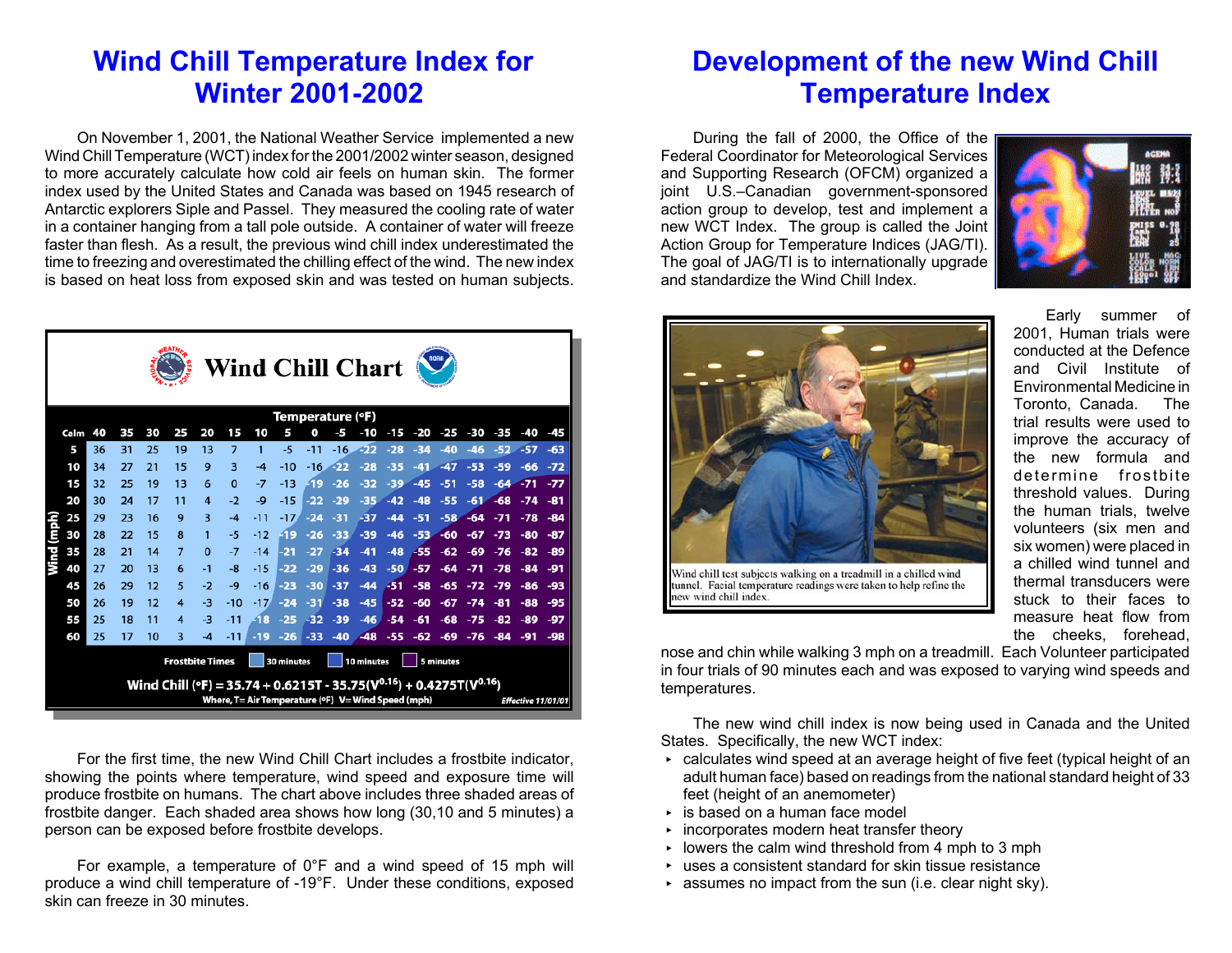# Wind Chill Temperature Index for Winter 2001-2002

On November 1, 2001, the National Weather Service implemented a new Wind Chill Temperature (WCT) index for the 2001/2002 winter season, designed to more accurately calculate how cold air feels on human skin. The former index used by the United States and Canada was based on 1945 research of Antarctic explorers Siple and Passel. They measured the cooling rate of water in a container hanging from a tall pole outside. A container of water will freeze faster than flesh. As a result, the previous wind chill index underestimated the time to freezing and overestimated the chilling effect of the wind. The new index is based on heat loss from exposed skin and was tested on human subjects.

## Wind Chill Chart

Temperature (°F)

| Wind (mph) | 40 | 35 | 30 | 25 | 20 | 15 | 10 | 5 | 0 | -5 | -10 | -15 | -20 | -25 | -30 | -35 | -40 | -45 |
|---|---|---|---|---|---|---|---|---|---|---|---|---|---|---|---|---|---|---|
| 5 | 36 | 31 | 25 | 19 | 13 | 7 | 1 | -5 | -11 | -16 | -22 | -28 | -34 | -40 | -46 | -52 | -57 | -63 |
| 10 | 34 | 27 | 21 | 15 | 9 | 3 | -4 | -10 | -16 | -22 | -28 | -35 | -41 | -47 | -53 | -59 | -66 | -72 |
| 15 | 32 | 25 | 19 | 13 | 6 | 0 | -7 | -13 | -19 | -26 | -32 | -39 | -45 | -51 | -58 | -64 | -71 | -77 |
| 20 | 30 | 24 | 17 | 11 | 4 | -2 | -9 | -15 | -22 | -29 | -35 | -42 | -48 | -55 | -61 | -68 | -74 | -81 |
| 25 | 29 | 23 | 16 | 9 | 3 | -4 | -11 | -17 | -24 | -31 | -37 | -44 | -51 | -58 | -64 | -71 | -78 | -84 |
| 30 | 28 | 22 | 15 | 8 | 1 | -5 | -12 | -19 | -26 | -33 | -39 | -46 | -53 | -60 | -67 | -73 | -80 | -87 |
| 35 | 28 | 21 | 14 | 7 | 0 | -7 | -14 | -21 | -27 | -34 | -41 | -48 | -55 | -62 | -69 | -76 | -82 | -89 |
| 40 | 27 | 20 | 13 | 6 | -1 | -8 | -15 | -22 | -29 | -36 | -43 | -50 | -57 | -64 | -71 | -78 | -84 | -91 |
| 45 | 26 | 29 | 12 | 5 | -2 | -9 | -16 | -23 | -30 | -37 | -44 | -51 | -58 | -65 | -72 | -79 | -86 | -93 |
| 50 | 26 | 19 | 12 | 4 | -3 | -10 | -17 | -24 | -31 | -38 | -45 | -52 | -60 | -67 | -74 | -81 | -88 | -95 |
| 55 | 25 | 18 | 11 | 4 | -3 | -11 | -18 | -25 | -32 | -39 | -46 | -54 | -61 | -68 | -75 | -82 | -89 | -97 |
| 60 | 25 | 17 | 10 | 3 | -4 | -11 | -19 | -26 | -33 | -40 | -48 | -55 | -62 | -69 | -76 | -84 | -91 | -98 |

Calm

Frostbite Times: 30 minutes, 10 minutes, 5 minutes

$$\text{Wind Chill (°F)} = 35.74 + 0.6215T - 35.75(V^{0.16}) + 0.4275T(V^{0.16})$$

Where, T= Air Temperature (°F) V= Wind Speed (mph)

*Effective 11/01/01*

For the first time, the new Wind Chill Chart includes a frostbite indicator, showing the points where temperature, wind speed and exposure time will produce frostbite on humans. The chart above includes three shaded areas of frostbite danger. Each shaded area shows how long (30,10 and 5 minutes) a person can be exposed before frostbite develops.

For example, a temperature of 0°F and a wind speed of 15 mph will produce a wind chill temperature of -19°F. Under these conditions, exposed skin can freeze in 30 minutes.

# Development of the new Wind Chill Temperature Index

During the fall of 2000, the Office of the Federal Coordinator for Meteorological Services and Supporting Research (OFCM) organized a joint U.S.–Canadian government-sponsored action group to develop, test and implement a new WCT Index. The group is called the Joint Action Group for Temperature Indices (JAG/TI). The goal of JAG/TI is to internationally upgrade and standardize the Wind Chill Index.

Wind chill test subjects walking on a treadmill in a chilled wind tunnel. Facial temperature readings were taken to help refine the new wind chill index.

Early summer of 2001, Human trials were conducted at the Defence and Civil Institute of Environmental Medicine in Toronto, Canada. The trial results were used to improve the accuracy of the new formula and determine frostbite threshold values. During the human trials, twelve volunteers (six men and six women) were placed in a chilled wind tunnel and thermal transducers were stuck to their faces to measure heat flow from the cheeks, forehead, nose and chin while walking 3 mph on a treadmill. Each Volunteer participated in four trials of 90 minutes each and was exposed to varying wind speeds and temperatures.

The new wind chill index is now being used in Canada and the United States. Specifically, the new WCT index:

- calculates wind speed at an average height of five feet (typical height of an adult human face) based on readings from the national standard height of 33 feet (height of an anemometer)
- is based on a human face model
- incorporates modern heat transfer theory
- lowers the calm wind threshold from 4 mph to 3 mph
- uses a consistent standard for skin tissue resistance
- assumes no impact from the sun (i.e. clear night sky).